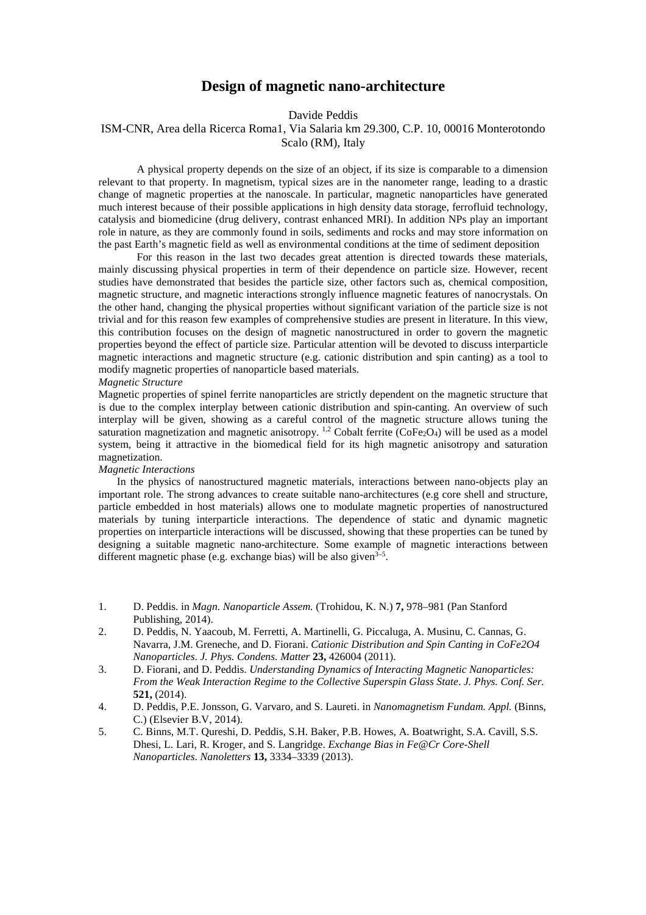# Design of magnetic nano-architecture

Davide Peddis

ISM-CNR, Area della Ricerca Roma1, Via Salaria km 29.300, C.P. 10, 00016 Monterotondo Scalo (RM), Italy

A physical property depends on the size of an object, if its size is comparable to a dimension relevant to that property. In magnetism, typical sizes are in the nanometer range, leading to a drastic change of magnetic properties at the nanoscale. In particular, magnetic nanoparticles have generated much interest because of their possible applications in high density data storage, ferrofluid technology, catalysis and biomedicine (drug delivery, contrast enhanced MRI). In addition NPs play an important role in nature, as they are commonly found in soils, sediments and rocks and may store information on the past Earth's magnetic field as well as environmental conditions at the time of sediment deposition

For this reason in the last two decades great attention is directed towards these materials, mainly discussing physical properties in term of their dependence on particle size. However, recent studies have demonstrated that besides the particle size, other factors such as, chemical composition, magnetic structure, and magnetic interactions strongly influence magnetic features of nanocrystals. On the other hand, changing the physical properties without significant variation of the particle size is not trivial and for this reason few examples of comprehensive studies are present in literature. In this view, this contribution focuses on the design of magnetic nanostructured in order to govern the magnetic properties beyond the effect of particle size. Particular attention will be devoted to discuss interparticle magnetic interactions and magnetic structure (e.g. cationic distribution and spin canting) as a tool to modify magnetic properties of nanoparticle based materials.

*Magnetic Structure*

Magnetic properties of spinel ferrite nanoparticles are strictly dependent on the magnetic structure that is due to the complex interplay between cationic distribution and spin-canting. An overview of such interplay will be given, showing as a careful control of the magnetic structure allows tuning the saturation magnetization and magnetic anisotropy. [1,2] Cobalt ferrite ($CoFe_2O_4$) will be used as a model system, being it attractive in the biomedical field for its high magnetic anisotropy and saturation magnetization.

*Magnetic Interactions*

In the physics of nanostructured magnetic materials, interactions between nano-objects play an important role. The strong advances to create suitable nano-architectures (e.g core shell and structure, particle embedded in host materials) allows one to modulate magnetic properties of nanostructured materials by tuning interparticle interactions. The dependence of static and dynamic magnetic properties on interparticle interactions will be discussed, showing that these properties can be tuned by designing a suitable magnetic nano-architecture. Some example of magnetic interactions between different magnetic phase (e.g. exchange bias) will be also given[3–5].

1. D. Peddis. in *Magn. Nanoparticle Assem.* (Trohidou, K. N.) **7,** 978–981 (Pan Stanford Publishing, 2014).
2. D. Peddis, N. Yaacoub, M. Ferretti, A. Martinelli, G. Piccaluga, A. Musinu, C. Cannas, G. Navarra, J.M. Greneche, and D. Fiorani. *Cationic Distribution and Spin Canting in CoFe2O4 Nanoparticles. J. Phys. Condens. Matter* **23,** 426004 (2011).
3. D. Fiorani, and D. Peddis. *Understanding Dynamics of Interacting Magnetic Nanoparticles: From the Weak Interaction Regime to the Collective Superspin Glass State. J. Phys. Conf. Ser.* **521,** (2014).
4. D. Peddis, P.E. Jonsson, G. Varvaro, and S. Laureti. in *Nanomagnetism Fundam. Appl.* (Binns, C.) (Elsevier B.V, 2014).
5. C. Binns, M.T. Qureshi, D. Peddis, S.H. Baker, P.B. Howes, A. Boatwright, S.A. Cavill, S.S. Dhesi, L. Lari, R. Kroger, and S. Langridge. *Exchange Bias in Fe@Cr Core-Shell Nanoparticles. Nanoletters* **13,** 3334–3339 (2013).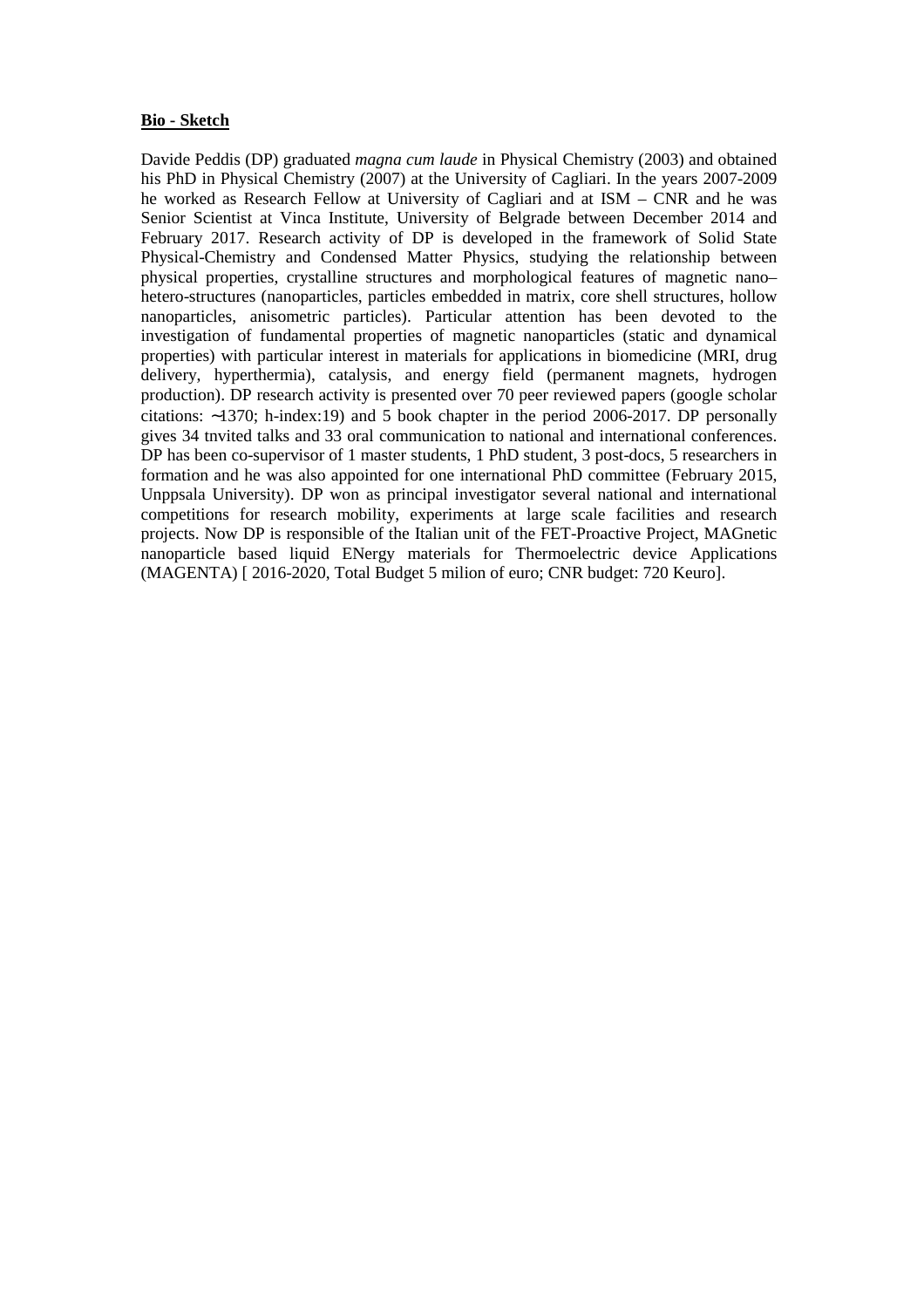**Bio - Sketch**

Davide Peddis (DP) graduated *magna cum laude* in Physical Chemistry (2003) and obtained his PhD in Physical Chemistry (2007) at the University of Cagliari. In the years 2007-2009 he worked as Research Fellow at University of Cagliari and at ISM – CNR and he was Senior Scientist at Vinca Institute, University of Belgrade between December 2014 and February 2017. Research activity of DP is developed in the framework of Solid State Physical-Chemistry and Condensed Matter Physics, studying the relationship between physical properties, crystalline structures and morphological features of magnetic nano–hetero-structures (nanoparticles, particles embedded in matrix, core shell structures, hollow nanoparticles, anisometric particles). Particular attention has been devoted to the investigation of fundamental properties of magnetic nanoparticles (static and dynamical properties) with particular interest in materials for applications in biomedicine (MRI, drug delivery, hyperthermia), catalysis, and energy field (permanent magnets, hydrogen production). DP research activity is presented over 70 peer reviewed papers (google scholar citations: ~1370; h-index:19) and 5 book chapter in the period 2006-2017. DP personally gives 34 tnvited talks and 33 oral communication to national and international conferences. DP has been co-supervisor of 1 master students, 1 PhD student, 3 post-docs, 5 researchers in formation and he was also appointed for one international PhD committee (February 2015, Unppsala University). DP won as principal investigator several national and international competitions for research mobility, experiments at large scale facilities and research projects. Now DP is responsible of the Italian unit of the FET-Proactive Project, MAGnetic nanoparticle based liquid ENergy materials for Thermoelectric device Applications (MAGENTA) [ 2016-2020, Total Budget 5 milion of euro; CNR budget: 720 Keuro].